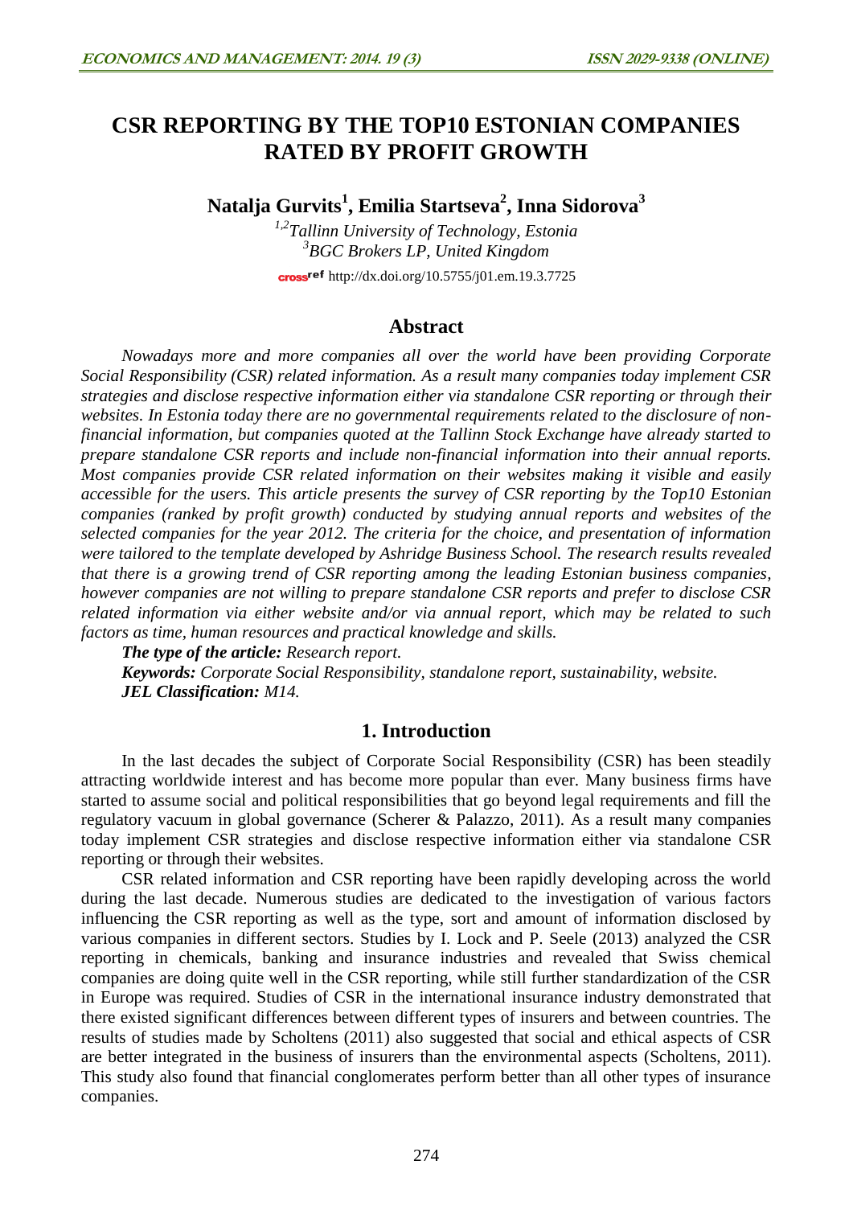# CSR REPORTING BY THE TOP10 ESTONIAN COMPANIES RATED BY PROFIT GROWTH

**Natalja Gurvits[1], Emilia Startseva[2], Inna Sidorova[3]**

*[1,2]Tallinn University of Technology, Estonia*
*[3]BGC Brokers LP, United Kingdom*

crossref http://dx.doi.org/10.5755/j01.em.19.3.7725

## Abstract

*Nowadays more and more companies all over the world have been providing Corporate Social Responsibility (CSR) related information. As a result many companies today implement CSR strategies and disclose respective information either via standalone CSR reporting or through their websites. In Estonia today there are no governmental requirements related to the disclosure of non-financial information, but companies quoted at the Tallinn Stock Exchange have already started to prepare standalone CSR reports and include non-financial information into their annual reports. Most companies provide CSR related information on their websites making it visible and easily accessible for the users. This article presents the survey of CSR reporting by the Top10 Estonian companies (ranked by profit growth) conducted by studying annual reports and websites of the selected companies for the year 2012. The criteria for the choice, and presentation of information were tailored to the template developed by Ashridge Business School. The research results revealed that there is a growing trend of CSR reporting among the leading Estonian business companies, however companies are not willing to prepare standalone CSR reports and prefer to disclose CSR related information via either website and/or via annual report, which may be related to such factors as time, human resources and practical knowledge and skills.*

***The type of the article:** Research report.*

***Keywords:** Corporate Social Responsibility, standalone report, sustainability, website.*

***JEL Classification:** M14.*

## 1. Introduction

In the last decades the subject of Corporate Social Responsibility (CSR) has been steadily attracting worldwide interest and has become more popular than ever. Many business firms have started to assume social and political responsibilities that go beyond legal requirements and fill the regulatory vacuum in global governance (Scherer & Palazzo, 2011). As a result many companies today implement CSR strategies and disclose respective information either via standalone CSR reporting or through their websites.

CSR related information and CSR reporting have been rapidly developing across the world during the last decade. Numerous studies are dedicated to the investigation of various factors influencing the CSR reporting as well as the type, sort and amount of information disclosed by various companies in different sectors. Studies by I. Lock and P. Seele (2013) analyzed the CSR reporting in chemicals, banking and insurance industries and revealed that Swiss chemical companies are doing quite well in the CSR reporting, while still further standardization of the CSR in Europe was required. Studies of CSR in the international insurance industry demonstrated that there existed significant differences between different types of insurers and between countries. The results of studies made by Scholtens (2011) also suggested that social and ethical aspects of CSR are better integrated in the business of insurers than the environmental aspects (Scholtens, 2011). This study also found that financial conglomerates perform better than all other types of insurance companies.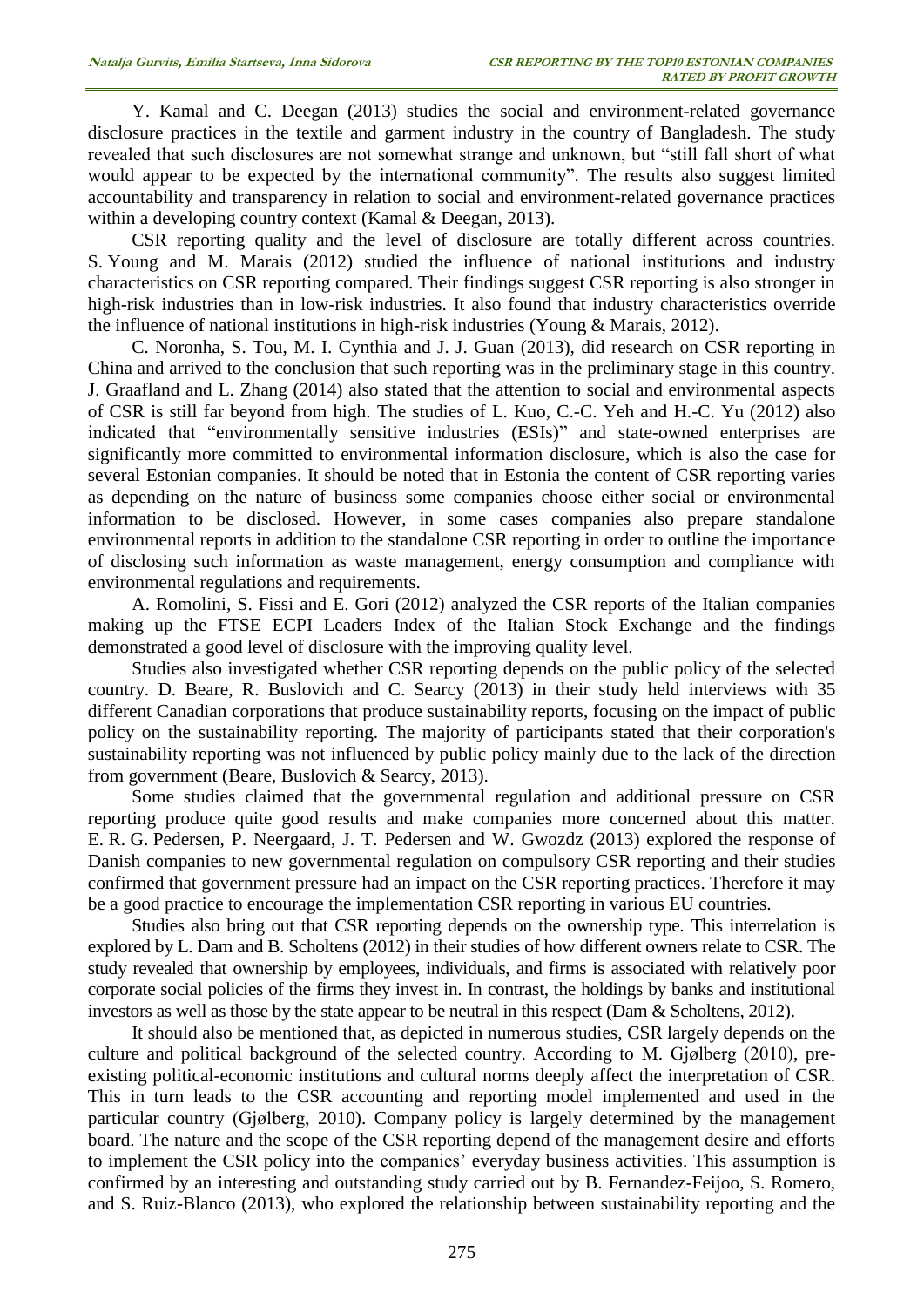Y. Kamal and C. Deegan (2013) studies the social and environment-related governance disclosure practices in the textile and garment industry in the country of Bangladesh. The study revealed that such disclosures are not somewhat strange and unknown, but "still fall short of what would appear to be expected by the international community". The results also suggest limited accountability and transparency in relation to social and environment-related governance practices within a developing country context (Kamal & Deegan, 2013).

CSR reporting quality and the level of disclosure are totally different across countries. S. Young and M. Marais (2012) studied the influence of national institutions and industry characteristics on CSR reporting compared. Their findings suggest CSR reporting is also stronger in high-risk industries than in low-risk industries. It also found that industry characteristics override the influence of national institutions in high-risk industries (Young & Marais, 2012).

C. Noronha, S. Tou, M. I. Cynthia and J. J. Guan (2013), did research on CSR reporting in China and arrived to the conclusion that such reporting was in the preliminary stage in this country. J. Graafland and L. Zhang (2014) also stated that the attention to social and environmental aspects of CSR is still far beyond from high. The studies of L. Kuo, C.-C. Yeh and H.-C. Yu (2012) also indicated that "environmentally sensitive industries (ESIs)" and state-owned enterprises are significantly more committed to environmental information disclosure, which is also the case for several Estonian companies. It should be noted that in Estonia the content of CSR reporting varies as depending on the nature of business some companies choose either social or environmental information to be disclosed. However, in some cases companies also prepare standalone environmental reports in addition to the standalone CSR reporting in order to outline the importance of disclosing such information as waste management, energy consumption and compliance with environmental regulations and requirements.

A. Romolini, S. Fissi and E. Gori (2012) analyzed the CSR reports of the Italian companies making up the FTSE ECPI Leaders Index of the Italian Stock Exchange and the findings demonstrated a good level of disclosure with the improving quality level.

Studies also investigated whether CSR reporting depends on the public policy of the selected country. D. Beare, R. Buslovich and C. Searcy (2013) in their study held interviews with 35 different Canadian corporations that produce sustainability reports, focusing on the impact of public policy on the sustainability reporting. The majority of participants stated that their corporation's sustainability reporting was not influenced by public policy mainly due to the lack of the direction from government (Beare, Buslovich & Searcy, 2013).

Some studies claimed that the governmental regulation and additional pressure on CSR reporting produce quite good results and make companies more concerned about this matter. E. R. G. Pedersen, P. Neergaard, J. T. Pedersen and W. Gwozdz (2013) explored the response of Danish companies to new governmental regulation on compulsory CSR reporting and their studies confirmed that government pressure had an impact on the CSR reporting practices. Therefore it may be a good practice to encourage the implementation CSR reporting in various EU countries.

Studies also bring out that CSR reporting depends on the ownership type. This interrelation is explored by L. Dam and B. Scholtens (2012) in their studies of how different owners relate to CSR. The study revealed that ownership by employees, individuals, and firms is associated with relatively poor corporate social policies of the firms they invest in. In contrast, the holdings by banks and institutional investors as well as those by the state appear to be neutral in this respect (Dam & Scholtens, 2012).

It should also be mentioned that, as depicted in numerous studies, CSR largely depends on the culture and political background of the selected country. According to M. Gjølberg (2010), pre-existing political-economic institutions and cultural norms deeply affect the interpretation of CSR. This in turn leads to the CSR accounting and reporting model implemented and used in the particular country (Gjølberg, 2010). Company policy is largely determined by the management board. The nature and the scope of the CSR reporting depend of the management desire and efforts to implement the CSR policy into the companies' everyday business activities. This assumption is confirmed by an interesting and outstanding study carried out by B. Fernandez-Feijoo, S. Romero, and S. Ruiz-Blanco (2013), who explored the relationship between sustainability reporting and the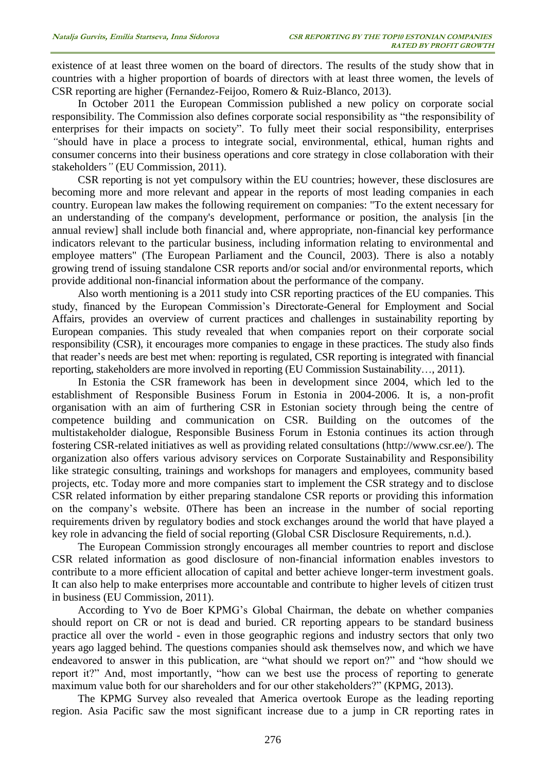existence of at least three women on the board of directors. The results of the study show that in countries with a higher proportion of boards of directors with at least three women, the levels of CSR reporting are higher (Fernandez-Feijoo, Romero & Ruiz-Blanco, 2013).

In October 2011 the European Commission published a new policy on corporate social responsibility. The Commission also defines corporate social responsibility as "the responsibility of enterprises for their impacts on society". To fully meet their social responsibility, enterprises *"*should have in place a process to integrate social, environmental, ethical, human rights and consumer concerns into their business operations and core strategy in close collaboration with their stakeholders*"* (EU Commission, 2011).

CSR reporting is not yet compulsory within the EU countries; however, these disclosures are becoming more and more relevant and appear in the reports of most leading companies in each country. European law makes the following requirement on companies: "To the extent necessary for an understanding of the company's development, performance or position, the analysis [in the annual review] shall include both financial and, where appropriate, non-financial key performance indicators relevant to the particular business, including information relating to environmental and employee matters" (The European Parliament and the Council, 2003). There is also a notably growing trend of issuing standalone CSR reports and/or social and/or environmental reports, which provide additional non-financial information about the performance of the company.

Also worth mentioning is a 2011 study into CSR reporting practices of the EU companies. This study, financed by the European Commission's Directorate-General for Employment and Social Affairs, provides an overview of current practices and challenges in sustainability reporting by European companies. This study revealed that when companies report on their corporate social responsibility (CSR), it encourages more companies to engage in these practices. The study also finds that reader's needs are best met when: reporting is regulated, CSR reporting is integrated with financial reporting, stakeholders are more involved in reporting (EU Commission Sustainability…, 2011).

In Estonia the CSR framework has been in development since 2004, which led to the establishment of Responsible Business Forum in Estonia in 2004-2006. It is, a non-profit organisation with an aim of furthering CSR in Estonian society through being the centre of competence building and communication on CSR. Building on the outcomes of the multistakeholder dialogue, Responsible Business Forum in Estonia continues its action through fostering CSR-related initiatives as well as providing related consultations (http://www.csr.ee/). The organization also offers various advisory services on Corporate Sustainability and Responsibility like strategic consulting, trainings and workshops for managers and employees, community based projects, etc. Today more and more companies start to implement the CSR strategy and to disclose CSR related information by either preparing standalone CSR reports or providing this information on the company's website. 0There has been an increase in the number of social reporting requirements driven by regulatory bodies and stock exchanges around the world that have played a key role in advancing the field of social reporting (Global CSR Disclosure Requirements, n.d.).

The European Commission strongly encourages all member countries to report and disclose CSR related information as good disclosure of non-financial information enables investors to contribute to a more efficient allocation of capital and better achieve longer-term investment goals. It can also help to make enterprises more accountable and contribute to higher levels of citizen trust in business (EU Commission, 2011).

According to Yvo de Boer KPMG's Global Chairman, the debate on whether companies should report on CR or not is dead and buried. CR reporting appears to be standard business practice all over the world - even in those geographic regions and industry sectors that only two years ago lagged behind. The questions companies should ask themselves now, and which we have endeavored to answer in this publication, are "what should we report on?" and "how should we report it?" And, most importantly, "how can we best use the process of reporting to generate maximum value both for our shareholders and for our other stakeholders?" (KPMG, 2013).

The KPMG Survey also revealed that America overtook Europe as the leading reporting region. Asia Pacific saw the most significant increase due to a jump in CR reporting rates in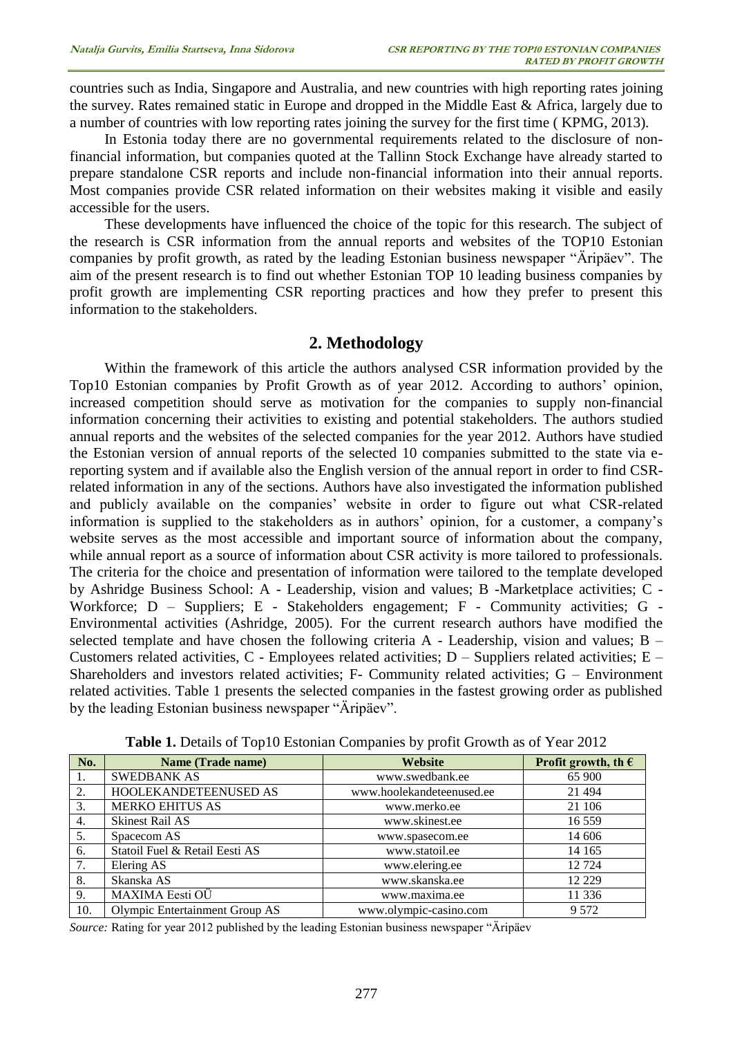countries such as India, Singapore and Australia, and new countries with high reporting rates joining the survey. Rates remained static in Europe and dropped in the Middle East & Africa, largely due to a number of countries with low reporting rates joining the survey for the first time ( KPMG, 2013).

In Estonia today there are no governmental requirements related to the disclosure of non-financial information, but companies quoted at the Tallinn Stock Exchange have already started to prepare standalone CSR reports and include non-financial information into their annual reports. Most companies provide CSR related information on their websites making it visible and easily accessible for the users.

These developments have influenced the choice of the topic for this research. The subject of the research is CSR information from the annual reports and websites of the TOP10 Estonian companies by profit growth, as rated by the leading Estonian business newspaper "Äripäev". The aim of the present research is to find out whether Estonian TOP 10 leading business companies by profit growth are implementing CSR reporting practices and how they prefer to present this information to the stakeholders.

## 2. Methodology

Within the framework of this article the authors analysed CSR information provided by the Top10 Estonian companies by Profit Growth as of year 2012. According to authors' opinion, increased competition should serve as motivation for the companies to supply non-financial information concerning their activities to existing and potential stakeholders. The authors studied annual reports and the websites of the selected companies for the year 2012. Authors have studied the Estonian version of annual reports of the selected 10 companies submitted to the state via e-reporting system and if available also the English version of the annual report in order to find CSR-related information in any of the sections. Authors have also investigated the information published and publicly available on the companies' website in order to figure out what CSR-related information is supplied to the stakeholders as in authors' opinion, for a customer, a company's website serves as the most accessible and important source of information about the company, while annual report as a source of information about CSR activity is more tailored to professionals. The criteria for the choice and presentation of information were tailored to the template developed by Ashridge Business School: A - Leadership, vision and values; B -Marketplace activities; C - Workforce; D – Suppliers; E - Stakeholders engagement; F - Community activities; G - Environmental activities (Ashridge, 2005). For the current research authors have modified the selected template and have chosen the following criteria A - Leadership, vision and values; B – Customers related activities, C - Employees related activities; D – Suppliers related activities; E – Shareholders and investors related activities; F- Community related activities; G – Environment related activities. Table 1 presents the selected companies in the fastest growing order as published by the leading Estonian business newspaper "Äripäev".

**Table 1.** Details of Top10 Estonian Companies by profit Growth as of Year 2012

| No. | Name (Trade name) | Website | Profit growth, th € |
|---|---|---|---|
| 1. | SWEDBANK AS | www.swedbank.ee | 65 900 |
| 2. | HOOLEKANDETEENUSED AS | www.hoolekandeteenused.ee | 21 494 |
| 3. | MERKO EHITUS AS | www.merko.ee | 21 106 |
| 4. | Skinest Rail AS | www.skinest.ee | 16 559 |
| 5. | Spacecom AS | www.spasecom.ee | 14 606 |
| 6. | Statoil Fuel & Retail Eesti AS | www.statoil.ee | 14 165 |
| 7. | Elering AS | www.elering.ee | 12 724 |
| 8. | Skanska AS | www.skanska.ee | 12 229 |
| 9. | MAXIMA Eesti OÜ | www.maxima.ee | 11 336 |
| 10. | Olympic Entertainment Group AS | www.olympic-casino.com | 9 572 |

*Source:* Rating for year 2012 published by the leading Estonian business newspaper "Äripäev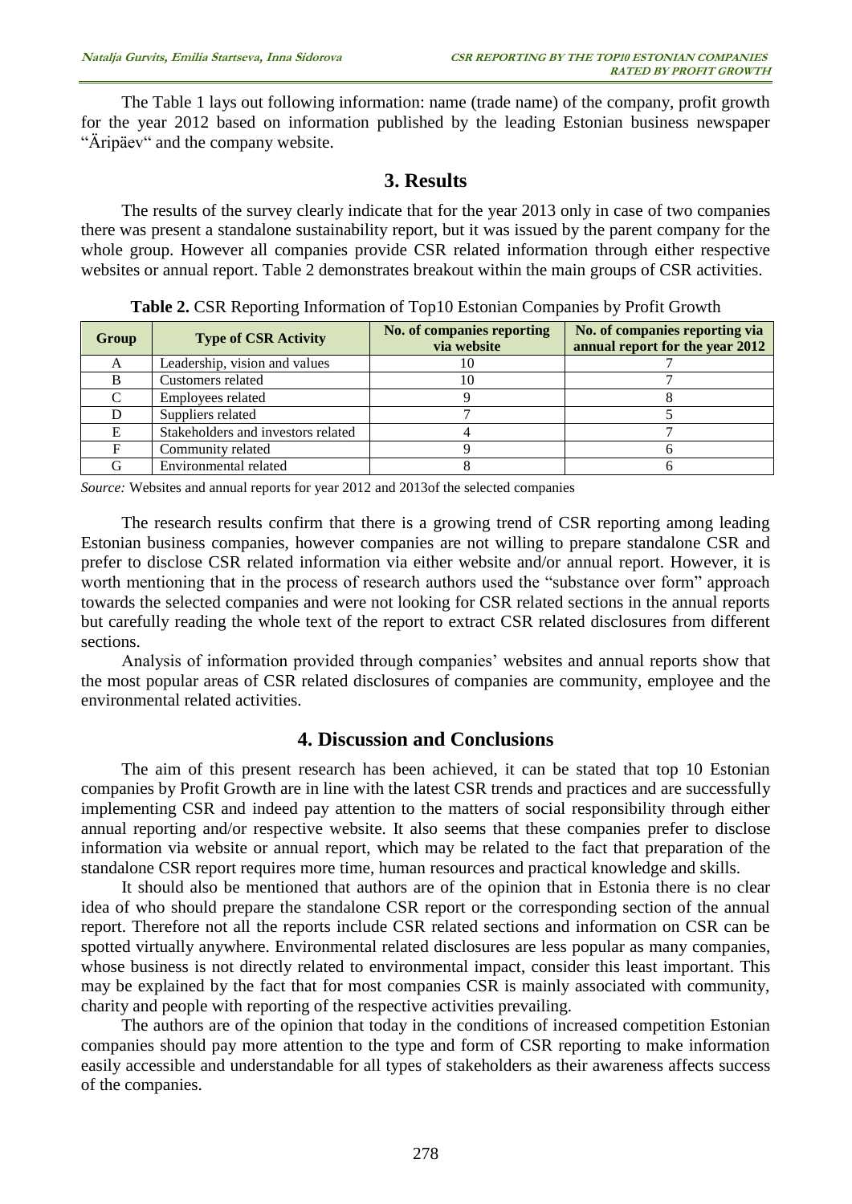The Table 1 lays out following information: name (trade name) of the company, profit growth for the year 2012 based on information published by the leading Estonian business newspaper "Äripäev" and the company website.

## 3. Results

The results of the survey clearly indicate that for the year 2013 only in case of two companies there was present a standalone sustainability report, but it was issued by the parent company for the whole group. However all companies provide CSR related information through either respective websites or annual report. Table 2 demonstrates breakout within the main groups of CSR activities.

**Table 2.** CSR Reporting Information of Top10 Estonian Companies by Profit Growth

| Group | Type of CSR Activity | No. of companies reporting via website | No. of companies reporting via annual report for the year 2012 |
|---|---|---|---|
| A | Leadership, vision and values | 10 | 7 |
| B | Customers related | 10 | 7 |
| C | Employees related | 9 | 8 |
| D | Suppliers related | 7 | 5 |
| E | Stakeholders and investors related | 4 | 7 |
| F | Community related | 9 | 6 |
| G | Environmental related | 8 | 6 |

*Source:* Websites and annual reports for year 2012 and 2013of the selected companies

The research results confirm that there is a growing trend of CSR reporting among leading Estonian business companies, however companies are not willing to prepare standalone CSR and prefer to disclose CSR related information via either website and/or annual report. However, it is worth mentioning that in the process of research authors used the "substance over form" approach towards the selected companies and were not looking for CSR related sections in the annual reports but carefully reading the whole text of the report to extract CSR related disclosures from different sections.

Analysis of information provided through companies' websites and annual reports show that the most popular areas of CSR related disclosures of companies are community, employee and the environmental related activities.

## 4. Discussion and Conclusions

The aim of this present research has been achieved, it can be stated that top 10 Estonian companies by Profit Growth are in line with the latest CSR trends and practices and are successfully implementing CSR and indeed pay attention to the matters of social responsibility through either annual reporting and/or respective website. It also seems that these companies prefer to disclose information via website or annual report, which may be related to the fact that preparation of the standalone CSR report requires more time, human resources and practical knowledge and skills.

It should also be mentioned that authors are of the opinion that in Estonia there is no clear idea of who should prepare the standalone CSR report or the corresponding section of the annual report. Therefore not all the reports include CSR related sections and information on CSR can be spotted virtually anywhere. Environmental related disclosures are less popular as many companies, whose business is not directly related to environmental impact, consider this least important. This may be explained by the fact that for most companies CSR is mainly associated with community, charity and people with reporting of the respective activities prevailing.

The authors are of the opinion that today in the conditions of increased competition Estonian companies should pay more attention to the type and form of CSR reporting to make information easily accessible and understandable for all types of stakeholders as their awareness affects success of the companies.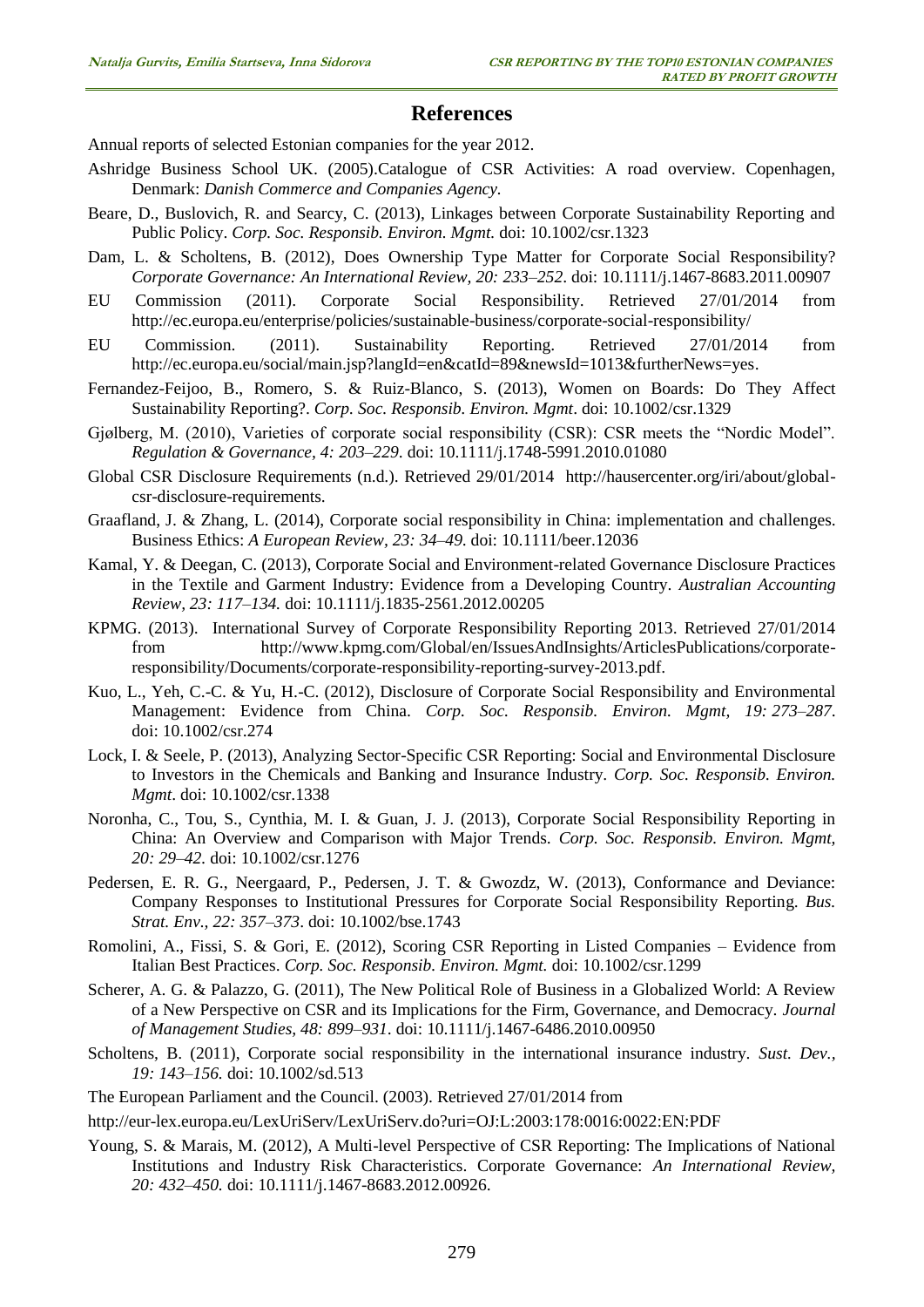## References

Annual reports of selected Estonian companies for the year 2012.

Ashridge Business School UK. (2005).Catalogue of CSR Activities: A road overview. Copenhagen, Denmark: *Danish Commerce and Companies Agency.*

Beare, D., Buslovich, R. and Searcy, C. (2013), Linkages between Corporate Sustainability Reporting and Public Policy. *Corp. Soc. Responsib. Environ. Mgmt.* doi: 10.1002/csr.1323

Dam, L. & Scholtens, B. (2012), Does Ownership Type Matter for Corporate Social Responsibility? *Corporate Governance: An International Review, 20: 233–252*. doi: 10.1111/j.1467-8683.2011.00907

EU Commission (2011). Corporate Social Responsibility. Retrieved 27/01/2014 from http://ec.europa.eu/enterprise/policies/sustainable-business/corporate-social-responsibility/

EU Commission. (2011). Sustainability Reporting. Retrieved 27/01/2014 from http://ec.europa.eu/social/main.jsp?langId=en&catId=89&newsId=1013&furtherNews=yes.

Fernandez-Feijoo, B., Romero, S. & Ruiz-Blanco, S. (2013), Women on Boards: Do They Affect Sustainability Reporting?. *Corp. Soc. Responsib. Environ. Mgmt*. doi: 10.1002/csr.1329

Gjølberg, M. (2010), Varieties of corporate social responsibility (CSR): CSR meets the "Nordic Model". *Regulation & Governance, 4: 203–229*. doi: 10.1111/j.1748-5991.2010.01080

Global CSR Disclosure Requirements (n.d.). Retrieved 29/01/2014 http://hausercenter.org/iri/about/global-csr-disclosure-requirements.

Graafland, J. & Zhang, L. (2014), Corporate social responsibility in China: implementation and challenges. Business Ethics: *A European Review, 23: 34–49*. doi: 10.1111/beer.12036

Kamal, Y. & Deegan, C. (2013), Corporate Social and Environment-related Governance Disclosure Practices in the Textile and Garment Industry: Evidence from a Developing Country. *Australian Accounting Review, 23: 117–134.* doi: 10.1111/j.1835-2561.2012.00205

KPMG. (2013). International Survey of Corporate Responsibility Reporting 2013. Retrieved 27/01/2014 from http://www.kpmg.com/Global/en/IssuesAndInsights/ArticlesPublications/corporate-responsibility/Documents/corporate-responsibility-reporting-survey-2013.pdf.

Kuo, L., Yeh, C.-C. & Yu, H.-C. (2012), Disclosure of Corporate Social Responsibility and Environmental Management: Evidence from China. *Corp. Soc. Responsib. Environ. Mgmt, 19: 273–287*. doi: 10.1002/csr.274

Lock, I. & Seele, P. (2013), Analyzing Sector-Specific CSR Reporting: Social and Environmental Disclosure to Investors in the Chemicals and Banking and Insurance Industry. *Corp. Soc. Responsib. Environ. Mgmt*. doi: 10.1002/csr.1338

Noronha, C., Tou, S., Cynthia, M. I. & Guan, J. J. (2013), Corporate Social Responsibility Reporting in China: An Overview and Comparison with Major Trends. *Corp. Soc. Responsib. Environ. Mgmt, 20: 29–42*. doi: 10.1002/csr.1276

Pedersen, E. R. G., Neergaard, P., Pedersen, J. T. & Gwozdz, W. (2013), Conformance and Deviance: Company Responses to Institutional Pressures for Corporate Social Responsibility Reporting. *Bus. Strat. Env., 22: 357–373*. doi: 10.1002/bse.1743

Romolini, A., Fissi, S. & Gori, E. (2012), Scoring CSR Reporting in Listed Companies – Evidence from Italian Best Practices. *Corp. Soc. Responsib. Environ. Mgmt.* doi: 10.1002/csr.1299

Scherer, A. G. & Palazzo, G. (2011), The New Political Role of Business in a Globalized World: A Review of a New Perspective on CSR and its Implications for the Firm, Governance, and Democracy. *Journal of Management Studies, 48: 899–931*. doi: 10.1111/j.1467-6486.2010.00950

Scholtens, B. (2011), Corporate social responsibility in the international insurance industry. *Sust. Dev., 19: 143–156.* doi: 10.1002/sd.513

The European Parliament and the Council. (2003). Retrieved 27/01/2014 from

http://eur-lex.europa.eu/LexUriServ/LexUriServ.do?uri=OJ:L:2003:178:0016:0022:EN:PDF

Young, S. & Marais, M. (2012), A Multi-level Perspective of CSR Reporting: The Implications of National Institutions and Industry Risk Characteristics. Corporate Governance: *An International Review, 20: 432–450.* doi: 10.1111/j.1467-8683.2012.00926.